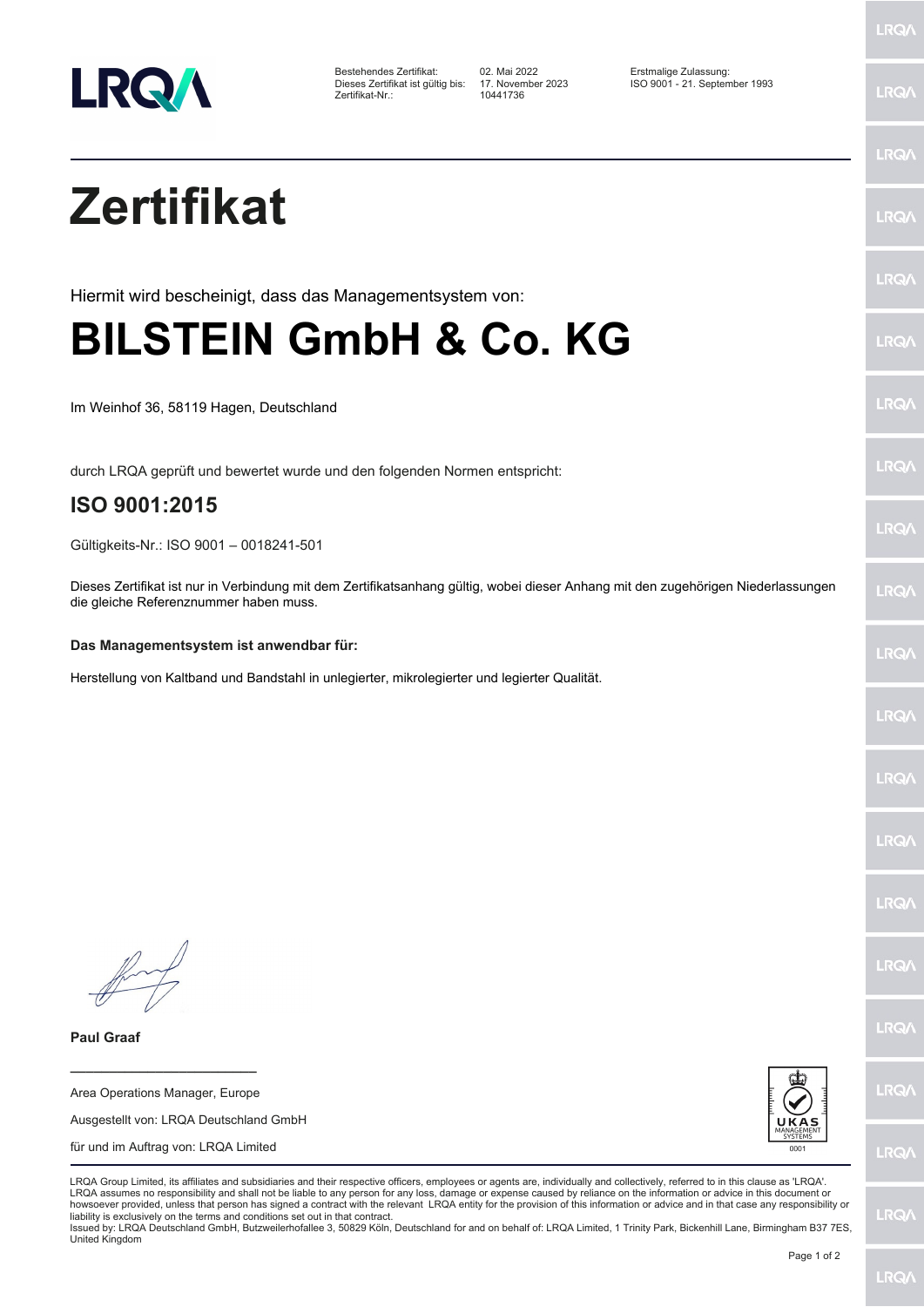Bestehendes Zertifikat: 02. Mai 2022
Dieses Zertifikat ist gültig bis: 17. November 2023
Zertifikat-Nr.: 10441736

Erstmalige Zulassung:
ISO 9001 - 21. September 1993

# Zertifikat

Hiermit wird bescheinigt, dass das Managementsystem von:

# BILSTEIN GmbH & Co. KG

Im Weinhof 36, 58119 Hagen, Deutschland

durch LRQA geprüft und bewertet wurde und den folgenden Normen entspricht:

## ISO 9001:2015

Gültigkeits-Nr.: ISO 9001 – 0018241-501

Dieses Zertifikat ist nur in Verbindung mit dem Zertifikatsanhang gültig, wobei dieser Anhang mit den zugehörigen Niederlassungen die gleiche Referenznummer haben muss.

**Das Managementsystem ist anwendbar für:**

Herstellung von Kaltband und Bandstahl in unlegierter, mikrolegierter und legierter Qualität.

**Paul Graaf**

Area Operations Manager, Europe

Ausgestellt von: LRQA Deutschland GmbH

für und im Auftrag von: LRQA Limited

UKAS MANAGEMENT SYSTEMS 0001

LRQA Group Limited, its affiliates and subsidiaries and their respective officers, employees or agents are, individually and collectively, referred to in this clause as 'LRQA'. LRQA assumes no responsibility and shall not be liable to any person for any loss, damage or expense caused by reliance on the information or advice in this document or howsoever provided, unless that person has signed a contract with the relevant LRQA entity for the provision of this information or advice and in that case any responsibility or liability is exclusively on the terms and conditions set out in that contract.
Issued by: LRQA Deutschland GmbH, Butzweilerhofallee 3, 50829 Köln, Deutschland for and on behalf of: LRQA Limited, 1 Trinity Park, Bickenhill Lane, Birmingham B37 7ES, United Kingdom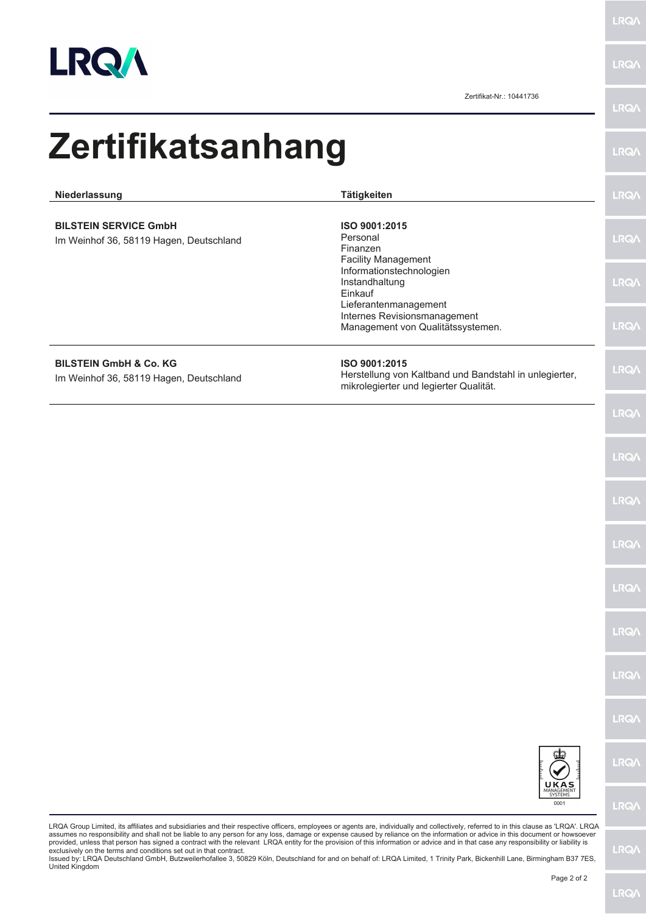Zertifikat-Nr.: 10441736

# Zertifikatsanhang

| Niederlassung | Tätigkeiten |
|---|---|
| **BILSTEIN SERVICE GmbH**<br>Im Weinhof 36, 58119 Hagen, Deutschland | **ISO 9001:2015**<br>Personal<br>Finanzen<br>Facility Management<br>Informationstechnologien<br>Instandhaltung<br>Einkauf<br>Lieferantenmanagement<br>Internes Revisionsmanagement<br>Management von Qualitätssystemen. |
| **BILSTEIN GmbH & Co. KG**<br>Im Weinhof 36, 58119 Hagen, Deutschland | **ISO 9001:2015**<br>Herstellung von Kaltband und Bandstahl in unlegierter, mikrolegierter und legierter Qualität. |

LRQA Group Limited, its affiliates and subsidiaries and their respective officers, employees or agents are, individually and collectively, referred to in this clause as 'LRQA'. LRQA assumes no responsibility and shall not be liable to any person for any loss, damage or expense caused by reliance on the information or advice in this document or howsoever provided, unless that person has signed a contract with the relevant LRQA entity for the provision of this information or advice and in that case any responsibility or liability is exclusively on the terms and conditions set out in that contract.
Issued by: LRQA Deutschland GmbH, Butzweilerhofallee 3, 50829 Köln, Deutschland for and on behalf of: LRQA Limited, 1 Trinity Park, Bickenhill Lane, Birmingham B37 7ES, United Kingdom